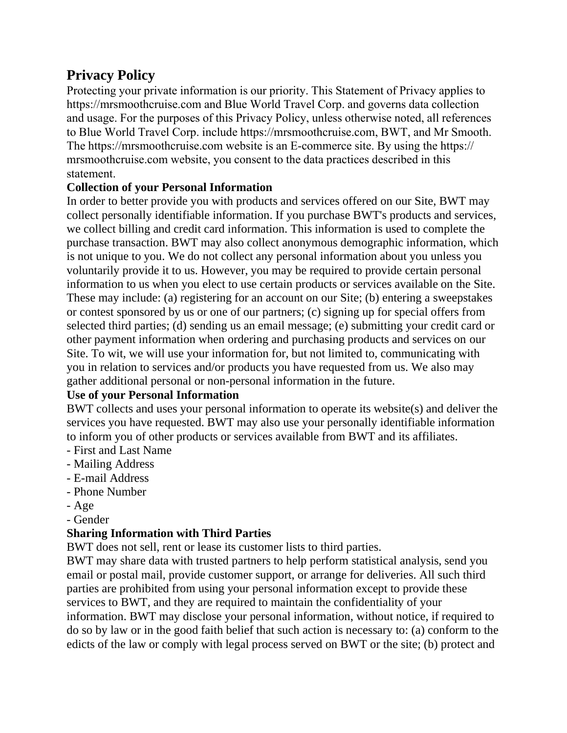# Privacy Policy

Protecting your private information is our priority. This Statement of Privacy applies to https://mrsmoothcruise.com and Blue World Travel Corp. and governs data collection and usage. For the purposes of this Privacy Policy, unless otherwise noted, all references to Blue World Travel Corp. include https://mrsmoothcruise.com, BWT, and Mr Smooth. The https://mrsmoothcruise.com website is an E-commerce site. By using the https://mrsmoothcruise.com website, you consent to the data practices described in this statement.

**Collection of your Personal Information**

In order to better provide you with products and services offered on our Site, BWT may collect personally identifiable information. If you purchase BWT's products and services, we collect billing and credit card information. This information is used to complete the purchase transaction. BWT may also collect anonymous demographic information, which is not unique to you. We do not collect any personal information about you unless you voluntarily provide it to us. However, you may be required to provide certain personal information to us when you elect to use certain products or services available on the Site. These may include: (a) registering for an account on our Site; (b) entering a sweepstakes or contest sponsored by us or one of our partners; (c) signing up for special offers from selected third parties; (d) sending us an email message; (e) submitting your credit card or other payment information when ordering and purchasing products and services on our Site. To wit, we will use your information for, but not limited to, communicating with you in relation to services and/or products you have requested from us. We also may gather additional personal or non-personal information in the future.

**Use of your Personal Information**

BWT collects and uses your personal information to operate its website(s) and deliver the services you have requested. BWT may also use your personally identifiable information to inform you of other products or services available from BWT and its affiliates.

- First and Last Name
- Mailing Address
- E-mail Address
- Phone Number
- Age
- Gender

**Sharing Information with Third Parties**

BWT does not sell, rent or lease its customer lists to third parties.

BWT may share data with trusted partners to help perform statistical analysis, send you email or postal mail, provide customer support, or arrange for deliveries. All such third parties are prohibited from using your personal information except to provide these services to BWT, and they are required to maintain the confidentiality of your information. BWT may disclose your personal information, without notice, if required to do so by law or in the good faith belief that such action is necessary to: (a) conform to the edicts of the law or comply with legal process served on BWT or the site; (b) protect and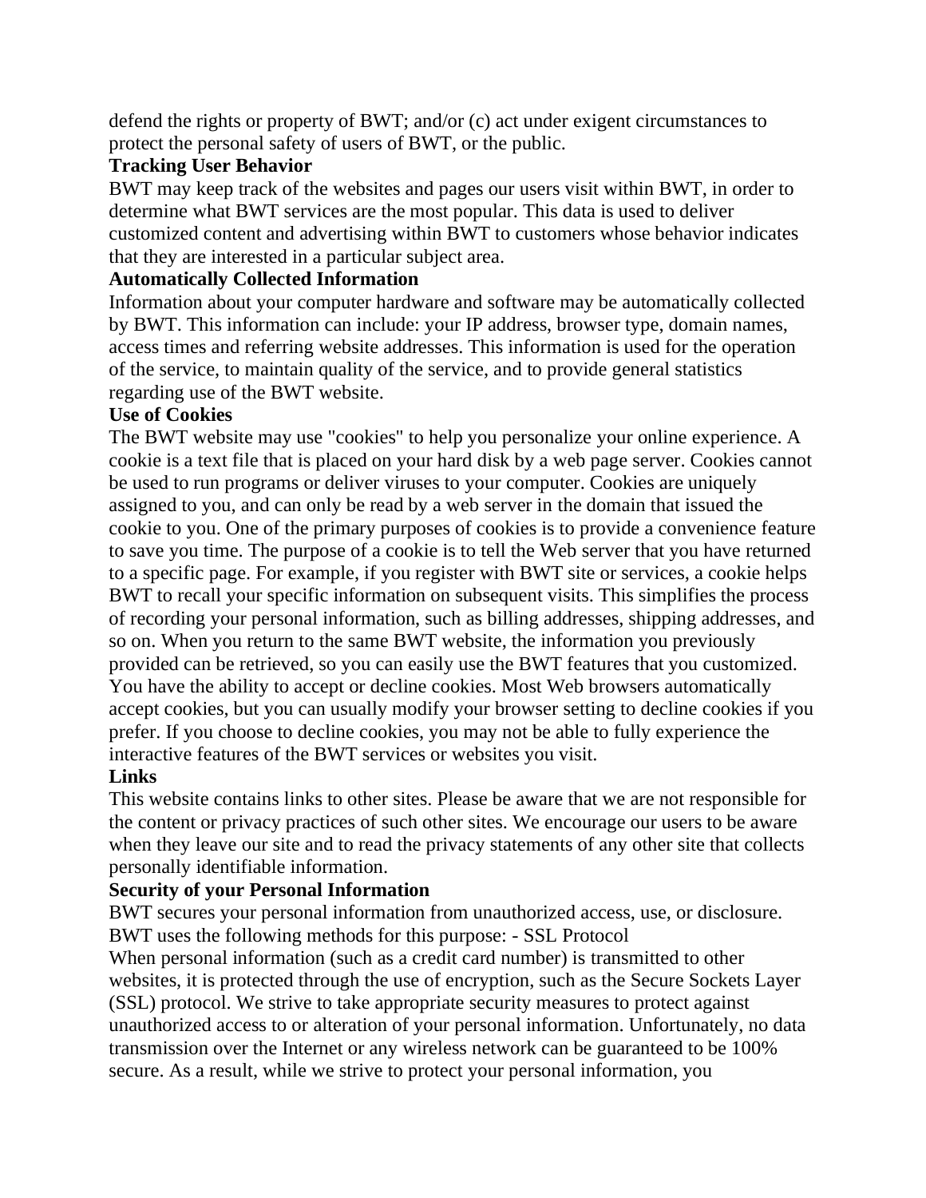defend the rights or property of BWT; and/or (c) act under exigent circumstances to protect the personal safety of users of BWT, or the public.

**Tracking User Behavior**

BWT may keep track of the websites and pages our users visit within BWT, in order to determine what BWT services are the most popular. This data is used to deliver customized content and advertising within BWT to customers whose behavior indicates that they are interested in a particular subject area.

**Automatically Collected Information**

Information about your computer hardware and software may be automatically collected by BWT. This information can include: your IP address, browser type, domain names, access times and referring website addresses. This information is used for the operation of the service, to maintain quality of the service, and to provide general statistics regarding use of the BWT website.

**Use of Cookies**

The BWT website may use "cookies" to help you personalize your online experience. A cookie is a text file that is placed on your hard disk by a web page server. Cookies cannot be used to run programs or deliver viruses to your computer. Cookies are uniquely assigned to you, and can only be read by a web server in the domain that issued the cookie to you. One of the primary purposes of cookies is to provide a convenience feature to save you time. The purpose of a cookie is to tell the Web server that you have returned to a specific page. For example, if you register with BWT site or services, a cookie helps BWT to recall your specific information on subsequent visits. This simplifies the process of recording your personal information, such as billing addresses, shipping addresses, and so on. When you return to the same BWT website, the information you previously provided can be retrieved, so you can easily use the BWT features that you customized. You have the ability to accept or decline cookies. Most Web browsers automatically accept cookies, but you can usually modify your browser setting to decline cookies if you prefer. If you choose to decline cookies, you may not be able to fully experience the interactive features of the BWT services or websites you visit.

**Links**

This website contains links to other sites. Please be aware that we are not responsible for the content or privacy practices of such other sites. We encourage our users to be aware when they leave our site and to read the privacy statements of any other site that collects personally identifiable information.

**Security of your Personal Information**

BWT secures your personal information from unauthorized access, use, or disclosure. BWT uses the following methods for this purpose: - SSL Protocol

When personal information (such as a credit card number) is transmitted to other websites, it is protected through the use of encryption, such as the Secure Sockets Layer (SSL) protocol. We strive to take appropriate security measures to protect against unauthorized access to or alteration of your personal information. Unfortunately, no data transmission over the Internet or any wireless network can be guaranteed to be 100% secure. As a result, while we strive to protect your personal information, you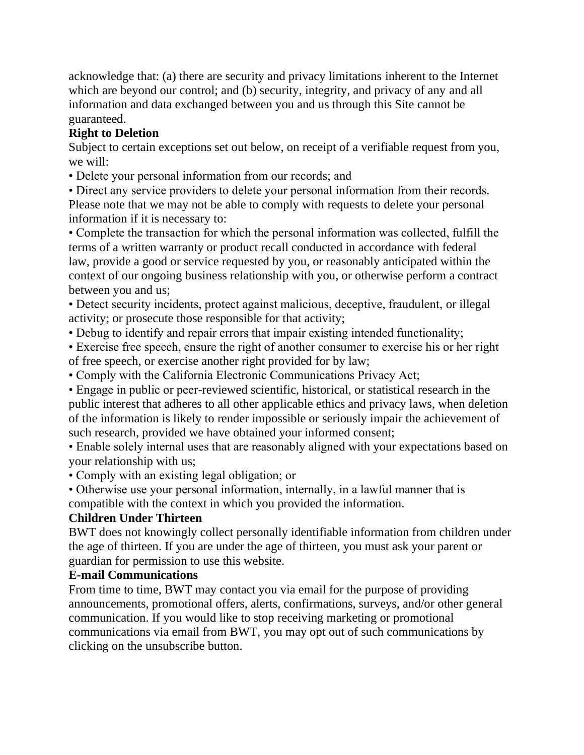acknowledge that: (a) there are security and privacy limitations inherent to the Internet which are beyond our control; and (b) security, integrity, and privacy of any and all information and data exchanged between you and us through this Site cannot be guaranteed.

**Right to Deletion**

Subject to certain exceptions set out below, on receipt of a verifiable request from you, we will:

- Delete your personal information from our records; and
- Direct any service providers to delete your personal information from their records.

Please note that we may not be able to comply with requests to delete your personal information if it is necessary to:

- Complete the transaction for which the personal information was collected, fulfill the terms of a written warranty or product recall conducted in accordance with federal law, provide a good or service requested by you, or reasonably anticipated within the context of our ongoing business relationship with you, or otherwise perform a contract between you and us;
- Detect security incidents, protect against malicious, deceptive, fraudulent, or illegal activity; or prosecute those responsible for that activity;
- Debug to identify and repair errors that impair existing intended functionality;
- Exercise free speech, ensure the right of another consumer to exercise his or her right of free speech, or exercise another right provided for by law;
- Comply with the California Electronic Communications Privacy Act;
- Engage in public or peer-reviewed scientific, historical, or statistical research in the public interest that adheres to all other applicable ethics and privacy laws, when deletion of the information is likely to render impossible or seriously impair the achievement of such research, provided we have obtained your informed consent;
- Enable solely internal uses that are reasonably aligned with your expectations based on your relationship with us;
- Comply with an existing legal obligation; or
- Otherwise use your personal information, internally, in a lawful manner that is compatible with the context in which you provided the information.

**Children Under Thirteen**

BWT does not knowingly collect personally identifiable information from children under the age of thirteen. If you are under the age of thirteen, you must ask your parent or guardian for permission to use this website.

**E-mail Communications**

From time to time, BWT may contact you via email for the purpose of providing announcements, promotional offers, alerts, confirmations, surveys, and/or other general communication. If you would like to stop receiving marketing or promotional communications via email from BWT, you may opt out of such communications by clicking on the unsubscribe button.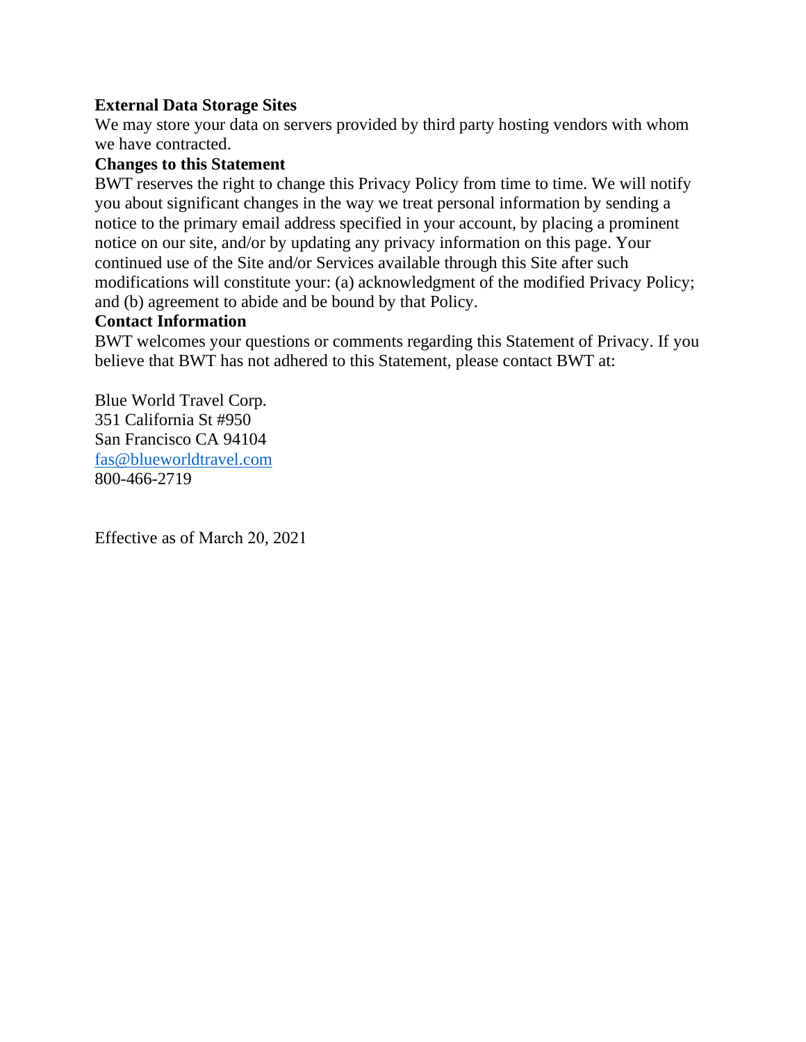**External Data Storage Sites**

We may store your data on servers provided by third party hosting vendors with whom we have contracted.

**Changes to this Statement**

BWT reserves the right to change this Privacy Policy from time to time. We will notify you about significant changes in the way we treat personal information by sending a notice to the primary email address specified in your account, by placing a prominent notice on our site, and/or by updating any privacy information on this page. Your continued use of the Site and/or Services available through this Site after such modifications will constitute your: (a) acknowledgment of the modified Privacy Policy; and (b) agreement to abide and be bound by that Policy.

**Contact Information**

BWT welcomes your questions or comments regarding this Statement of Privacy. If you believe that BWT has not adhered to this Statement, please contact BWT at:

Blue World Travel Corp.
351 California St #950
San Francisco CA 94104
fas@blueworldtravel.com
800-466-2719

Effective as of March 20, 2021